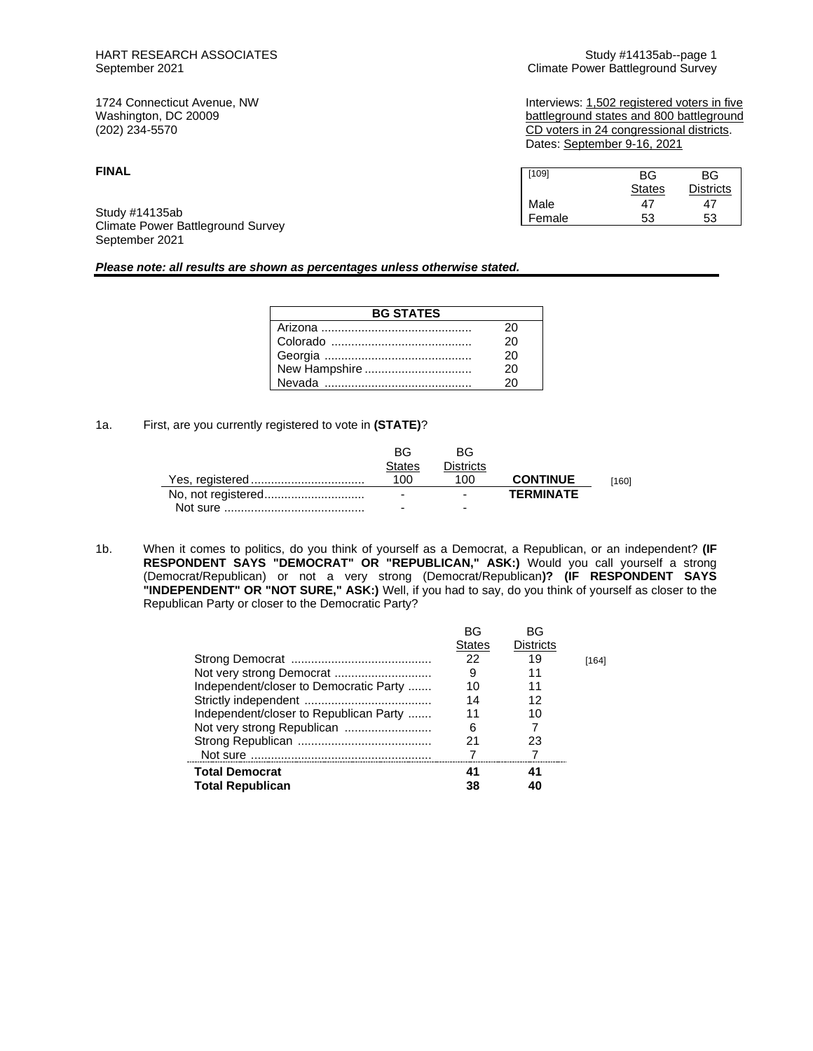HART RESEARCH ASSOCIATES
September 2021

Study #14135ab--page 1
Climate Power Battleground Survey

1724 Connecticut Avenue, NW
Washington, DC 20009
(202) 234-5570

Interviews: 1,502 registered voters in five battleground states and 800 battleground CD voters in 24 congressional districts.
Dates: September 9-16, 2021

**FINAL**

| [109] | BG States | BG Districts |
|---|---|---|
| Male | 47 | 47 |
| Female | 53 | 53 |

Study #14135ab
Climate Power Battleground Survey
September 2021

***Please note: all results are shown as percentages unless otherwise stated.***

| **BG STATES** | |
|---|---|
| Arizona | 20 |
| Colorado | 20 |
| Georgia | 20 |
| New Hampshire | 20 |
| Nevada | 20 |

1a. First, are you currently registered to vote in **(STATE)**?

| | BG States | BG Districts | | |
|---|---|---|---|---|
| Yes, registered | 100 | 100 | **CONTINUE** | [160] |
| No, not registered | - | - | **TERMINATE** | |
| Not sure | - | - | | |

1b. When it comes to politics, do you think of yourself as a Democrat, a Republican, or an independent? **(IF RESPONDENT SAYS "DEMOCRAT" OR "REPUBLICAN," ASK:)** Would you call yourself a strong (Democrat/Republican) or not a very strong (Democrat/Republican**)? (IF RESPONDENT SAYS "INDEPENDENT" OR "NOT SURE," ASK:)** Well, if you had to say, do you think of yourself as closer to the Republican Party or closer to the Democratic Party?

| | BG States | BG Districts | |
|---|---|---|---|
| Strong Democrat | 22 | 19 | [164] |
| Not very strong Democrat | 9 | 11 | |
| Independent/closer to Democratic Party | 10 | 11 | |
| Strictly independent | 14 | 12 | |
| Independent/closer to Republican Party | 11 | 10 | |
| Not very strong Republican | 6 | 7 | |
| Strong Republican | 21 | 23 | |
| Not sure | 7 | 7 | |
| **Total Democrat** | **41** | **41** | |
| **Total Republican** | **38** | **40** | |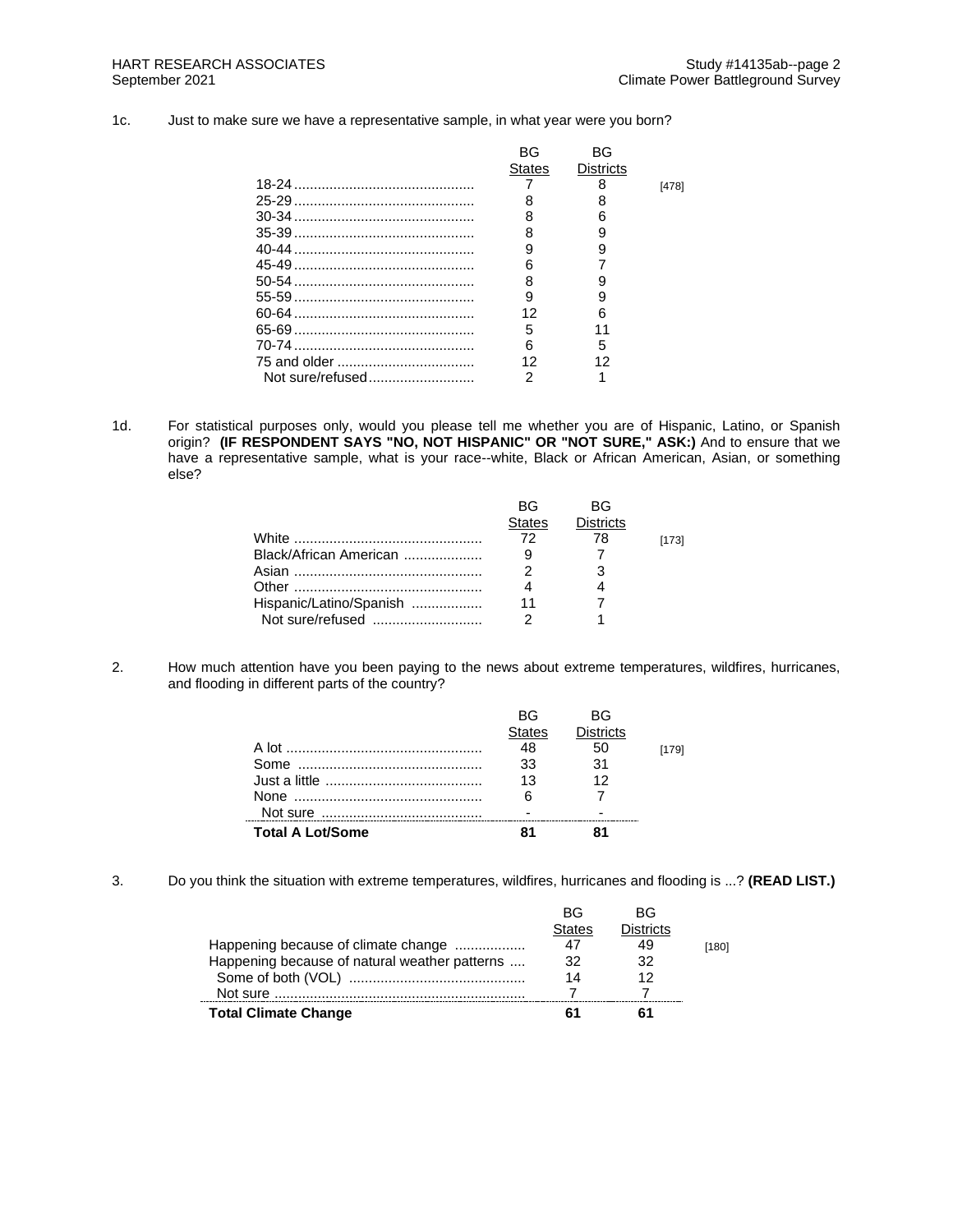1c. Just to make sure we have a representative sample, in what year were you born?

| | BG States | BG Districts | |
|---|---|---|---|
| 18-24 | 7 | 8 | [478] |
| 25-29 | 8 | 8 | |
| 30-34 | 8 | 6 | |
| 35-39 | 8 | 9 | |
| 40-44 | 9 | 9 | |
| 45-49 | 6 | 7 | |
| 50-54 | 8 | 9 | |
| 55-59 | 9 | 9 | |
| 60-64 | 12 | 6 | |
| 65-69 | 5 | 11 | |
| 70-74 | 6 | 5 | |
| 75 and older | 12 | 12 | |
| Not sure/refused | 2 | 1 | |

1d. For statistical purposes only, would you please tell me whether you are of Hispanic, Latino, or Spanish origin? **(IF RESPONDENT SAYS "NO, NOT HISPANIC" OR "NOT SURE," ASK:)** And to ensure that we have a representative sample, what is your race--white, Black or African American, Asian, or something else?

| | BG States | BG Districts | |
|---|---|---|---|
| White | 72 | 78 | [173] |
| Black/African American | 9 | 7 | |
| Asian | 2 | 3 | |
| Other | 4 | 4 | |
| Hispanic/Latino/Spanish | 11 | 7 | |
| Not sure/refused | 2 | 1 | |

2. How much attention have you been paying to the news about extreme temperatures, wildfires, hurricanes, and flooding in different parts of the country?

| | BG States | BG Districts | |
|---|---|---|---|
| A lot | 48 | 50 | [179] |
| Some | 33 | 31 | |
| Just a little | 13 | 12 | |
| None | 6 | 7 | |
| Not sure | - | - | |
| **Total A Lot/Some** | **81** | **81** | |

3. Do you think the situation with extreme temperatures, wildfires, hurricanes and flooding is ...? **(READ LIST.)**

| | BG States | BG Districts | |
|---|---|---|---|
| Happening because of climate change | 47 | 49 | [180] |
| Happening because of natural weather patterns | 32 | 32 | |
| Some of both (VOL) | 14 | 12 | |
| Not sure | 7 | 7 | |
| **Total Climate Change** | **61** | **61** | |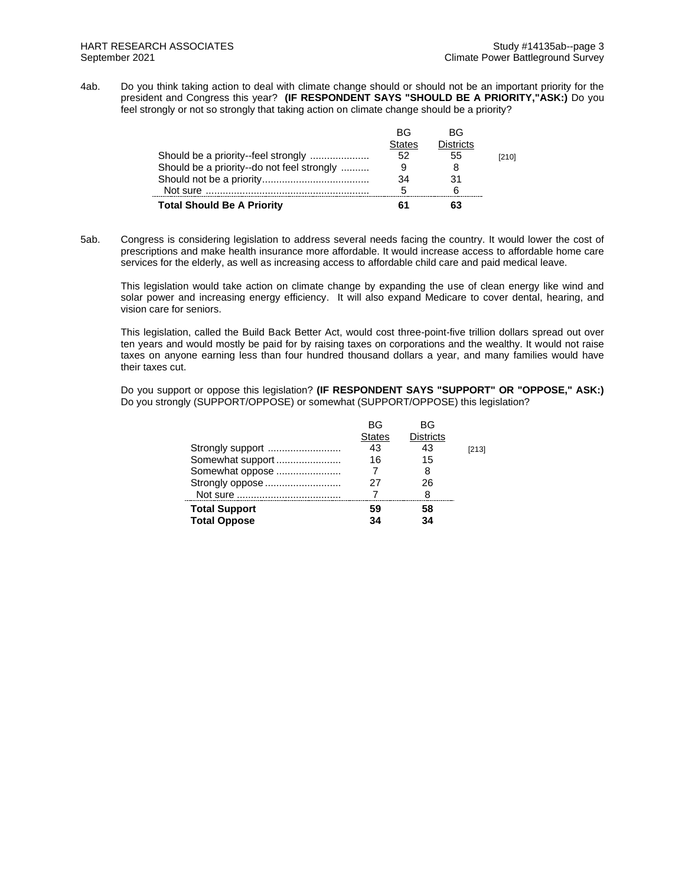4ab. Do you think taking action to deal with climate change should or should not be an important priority for the president and Congress this year? **(IF RESPONDENT SAYS "SHOULD BE A PRIORITY,"ASK:)** Do you feel strongly or not so strongly that taking action on climate change should be a priority?

| | BG States | BG Districts | |
|---|---|---|---|
| Should be a priority--feel strongly | 52 | 55 | [210] |
| Should be a priority--do not feel strongly | 9 | 8 | |
| Should not be a priority | 34 | 31 | |
| Not sure | 5 | 6 | |
| **Total Should Be A Priority** | **61** | **63** | |

5ab. Congress is considering legislation to address several needs facing the country. It would lower the cost of prescriptions and make health insurance more affordable. It would increase access to affordable home care services for the elderly, as well as increasing access to affordable child care and paid medical leave.

This legislation would take action on climate change by expanding the use of clean energy like wind and solar power and increasing energy efficiency. It will also expand Medicare to cover dental, hearing, and vision care for seniors.

This legislation, called the Build Back Better Act, would cost three-point-five trillion dollars spread out over ten years and would mostly be paid for by raising taxes on corporations and the wealthy. It would not raise taxes on anyone earning less than four hundred thousand dollars a year, and many families would have their taxes cut.

Do you support or oppose this legislation? **(IF RESPONDENT SAYS "SUPPORT" OR "OPPOSE," ASK:)** Do you strongly (SUPPORT/OPPOSE) or somewhat (SUPPORT/OPPOSE) this legislation?

| | BG States | BG Districts | |
|---|---|---|---|
| Strongly support | 43 | 43 | [213] |
| Somewhat support | 16 | 15 | |
| Somewhat oppose | 7 | 8 | |
| Strongly oppose | 27 | 26 | |
| Not sure | 7 | 8 | |
| **Total Support** | **59** | **58** | |
| **Total Oppose** | **34** | **34** | |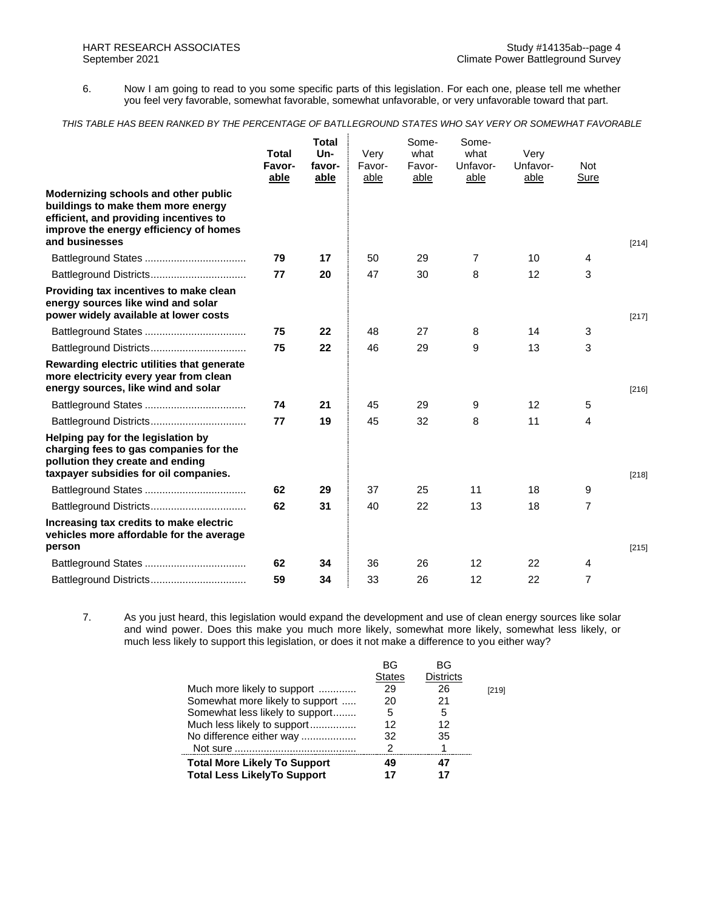6. Now I am going to read to you some specific parts of this legislation. For each one, please tell me whether you feel very favorable, somewhat favorable, somewhat unfavorable, or very unfavorable toward that part.

*THIS TABLE HAS BEEN RANKED BY THE PERCENTAGE OF BATLLEGROUND STATES WHO SAY VERY OR SOMEWHAT FAVORABLE*

| | Total Favor-able | Total Un-favor-able | Very Favor-able | Some-what Favor-able | Some-what Unfavor-able | Very Unfavor-able | Not Sure | |
|---|---|---|---|---|---|---|---|---|
| **Modernizing schools and other public buildings to make them more energy efficient, and providing incentives to improve the energy efficiency of homes and businesses** | | | | | | | | [214] |
| Battleground States | **79** | **17** | 50 | 29 | 7 | 10 | 4 | |
| Battleground Districts | **77** | **20** | 47 | 30 | 8 | 12 | 3 | |
| **Providing tax incentives to make clean energy sources like wind and solar power widely available at lower costs** | | | | | | | | [217] |
| Battleground States | **75** | **22** | 48 | 27 | 8 | 14 | 3 | |
| Battleground Districts | **75** | **22** | 46 | 29 | 9 | 13 | 3 | |
| **Rewarding electric utilities that generate more electricity every year from clean energy sources, like wind and solar** | | | | | | | | [216] |
| Battleground States | **74** | **21** | 45 | 29 | 9 | 12 | 5 | |
| Battleground Districts | **77** | **19** | 45 | 32 | 8 | 11 | 4 | |
| **Helping pay for the legislation by charging fees to gas companies for the pollution they create and ending taxpayer subsidies for oil companies.** | | | | | | | | [218] |
| Battleground States | **62** | **29** | 37 | 25 | 11 | 18 | 9 | |
| Battleground Districts | **62** | **31** | 40 | 22 | 13 | 18 | 7 | |
| **Increasing tax credits to make electric vehicles more affordable for the average person** | | | | | | | | [215] |
| Battleground States | **62** | **34** | 36 | 26 | 12 | 22 | 4 | |
| Battleground Districts | **59** | **34** | 33 | 26 | 12 | 22 | 7 | |

7. As you just heard, this legislation would expand the development and use of clean energy sources like solar and wind power. Does this make you much more likely, somewhat more likely, somewhat less likely, or much less likely to support this legislation, or does it not make a difference to you either way?

| | BG States | BG Districts | |
|---|---|---|---|
| Much more likely to support | 29 | 26 | [219] |
| Somewhat more likely to support | 20 | 21 | |
| Somewhat less likely to support | 5 | 5 | |
| Much less likely to support | 12 | 12 | |
| No difference either way | 32 | 35 | |
| Not sure | 2 | 1 | |
| **Total More Likely To Support** | **49** | **47** | |
| **Total Less LikelyTo Support** | **17** | **17** | |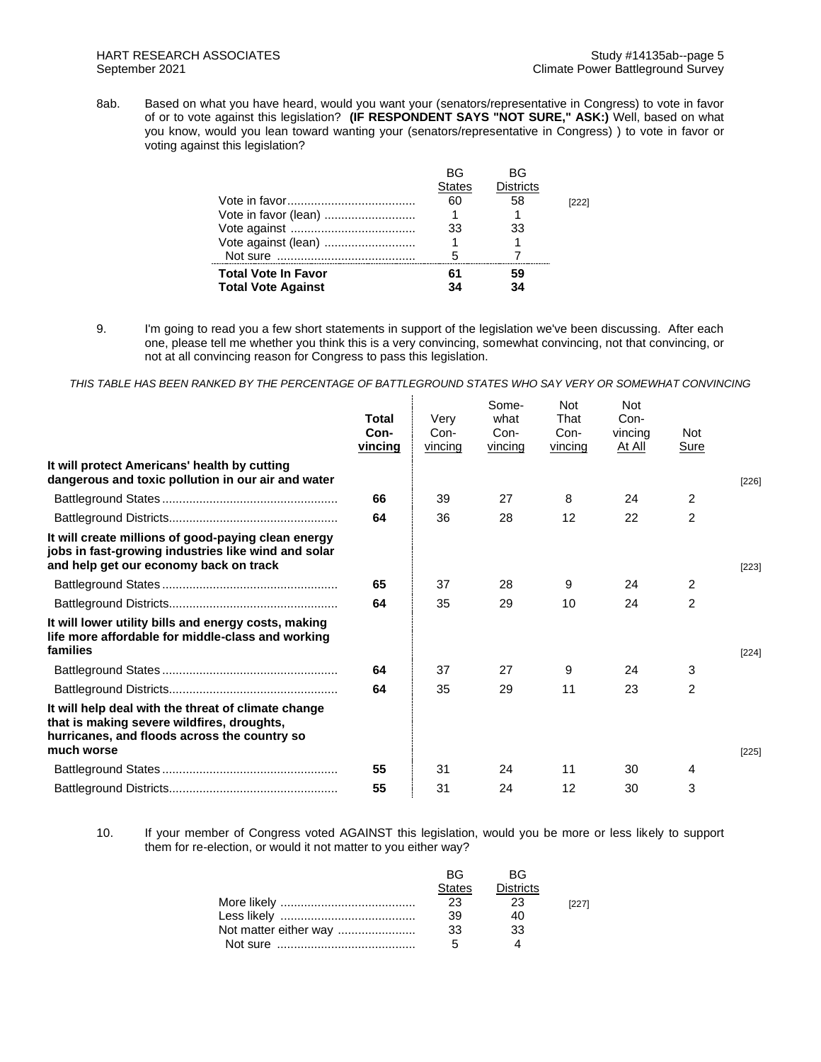8ab. Based on what you have heard, would you want your (senators/representative in Congress) to vote in favor of or to vote against this legislation? **(IF RESPONDENT SAYS "NOT SURE," ASK:)** Well, based on what you know, would you lean toward wanting your (senators/representative in Congress) ) to vote in favor or voting against this legislation?

| | BG States | BG Districts | |
|---|---|---|---|
| Vote in favor | 60 | 58 | [222] |
| Vote in favor (lean) | 1 | 1 | |
| Vote against | 33 | 33 | |
| Vote against (lean) | 1 | 1 | |
| Not sure | 5 | 7 | |
| **Total Vote In Favor** | **61** | **59** | |
| **Total Vote Against** | **34** | **34** | |

9. I'm going to read you a few short statements in support of the legislation we've been discussing. After each one, please tell me whether you think this is a very convincing, somewhat convincing, not that convincing, or not at all convincing reason for Congress to pass this legislation.

*THIS TABLE HAS BEEN RANKED BY THE PERCENTAGE OF BATTLEGROUND STATES WHO SAY VERY OR SOMEWHAT CONVINCING*

| | Total Convincing | Very Convincing | Somewhat Convincing | Not That Convincing | Not Convincing At All | Not Sure | |
|---|---|---|---|---|---|---|---|
| **It will protect Americans' health by cutting dangerous and toxic pollution in our air and water** | | | | | | | [226] |
| Battleground States | **66** | 39 | 27 | 8 | 24 | 2 | |
| Battleground Districts | **64** | 36 | 28 | 12 | 22 | 2 | |
| **It will create millions of good-paying clean energy jobs in fast-growing industries like wind and solar and help get our economy back on track** | | | | | | | [223] |
| Battleground States | **65** | 37 | 28 | 9 | 24 | 2 | |
| Battleground Districts | **64** | 35 | 29 | 10 | 24 | 2 | |
| **It will lower utility bills and energy costs, making life more affordable for middle-class and working families** | | | | | | | [224] |
| Battleground States | **64** | 37 | 27 | 9 | 24 | 3 | |
| Battleground Districts | **64** | 35 | 29 | 11 | 23 | 2 | |
| **It will help deal with the threat of climate change that is making severe wildfires, droughts, hurricanes, and floods across the country so much worse** | | | | | | | [225] |
| Battleground States | **55** | 31 | 24 | 11 | 30 | 4 | |
| Battleground Districts | **55** | 31 | 24 | 12 | 30 | 3 | |

10. If your member of Congress voted AGAINST this legislation, would you be more or less likely to support them for re-election, or would it not matter to you either way?

| | BG States | BG Districts | |
|---|---|---|---|
| More likely | 23 | 23 | [227] |
| Less likely | 39 | 40 | |
| Not matter either way | 33 | 33 | |
| Not sure | 5 | 4 | |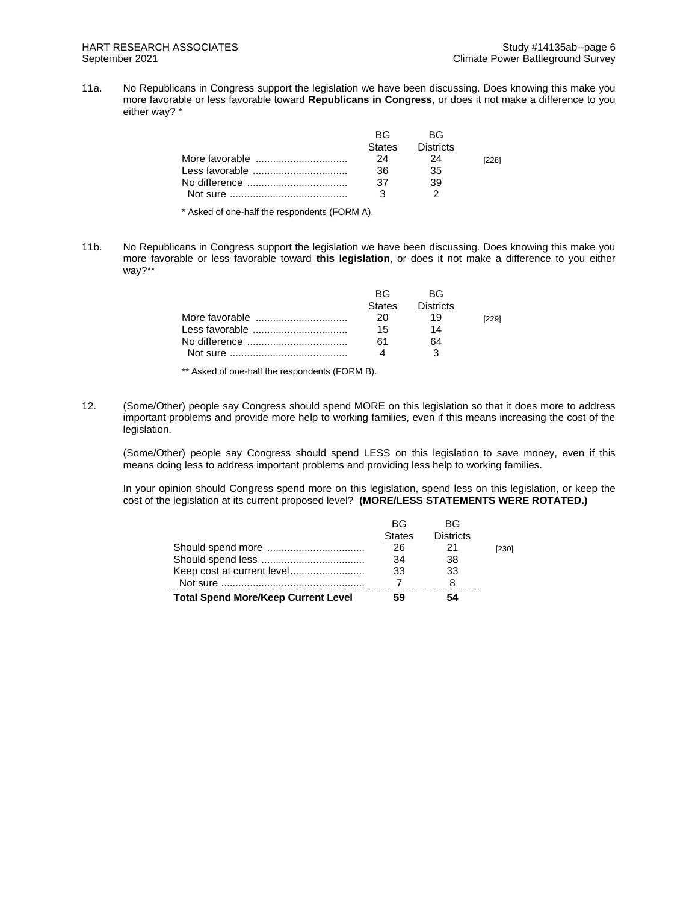11a. No Republicans in Congress support the legislation we have been discussing. Does knowing this make you more favorable or less favorable toward **Republicans in Congress**, or does it not make a difference to you either way? *

| | BG States | BG Districts | |
|---|---|---|---|
| More favorable | 24 | 24 | [228] |
| Less favorable | 36 | 35 | |
| No difference | 37 | 39 | |
| Not sure | 3 | 2 | |

* Asked of one-half the respondents (FORM A).

11b. No Republicans in Congress support the legislation we have been discussing. Does knowing this make you more favorable or less favorable toward **this legislation**, or does it not make a difference to you either way?**

| | BG States | BG Districts | |
|---|---|---|---|
| More favorable | 20 | 19 | [229] |
| Less favorable | 15 | 14 | |
| No difference | 61 | 64 | |
| Not sure | 4 | 3 | |

** Asked of one-half the respondents (FORM B).

12. (Some/Other) people say Congress should spend MORE on this legislation so that it does more to address important problems and provide more help to working families, even if this means increasing the cost of the legislation.

(Some/Other) people say Congress should spend LESS on this legislation to save money, even if this means doing less to address important problems and providing less help to working families.

In your opinion should Congress spend more on this legislation, spend less on this legislation, or keep the cost of the legislation at its current proposed level? **(MORE/LESS STATEMENTS WERE ROTATED.)**

| | BG States | BG Districts | |
|---|---|---|---|
| Should spend more | 26 | 21 | [230] |
| Should spend less | 34 | 38 | |
| Keep cost at current level | 33 | 33 | |
| Not sure | 7 | 8 | |
| **Total Spend More/Keep Current Level** | **59** | **54** | |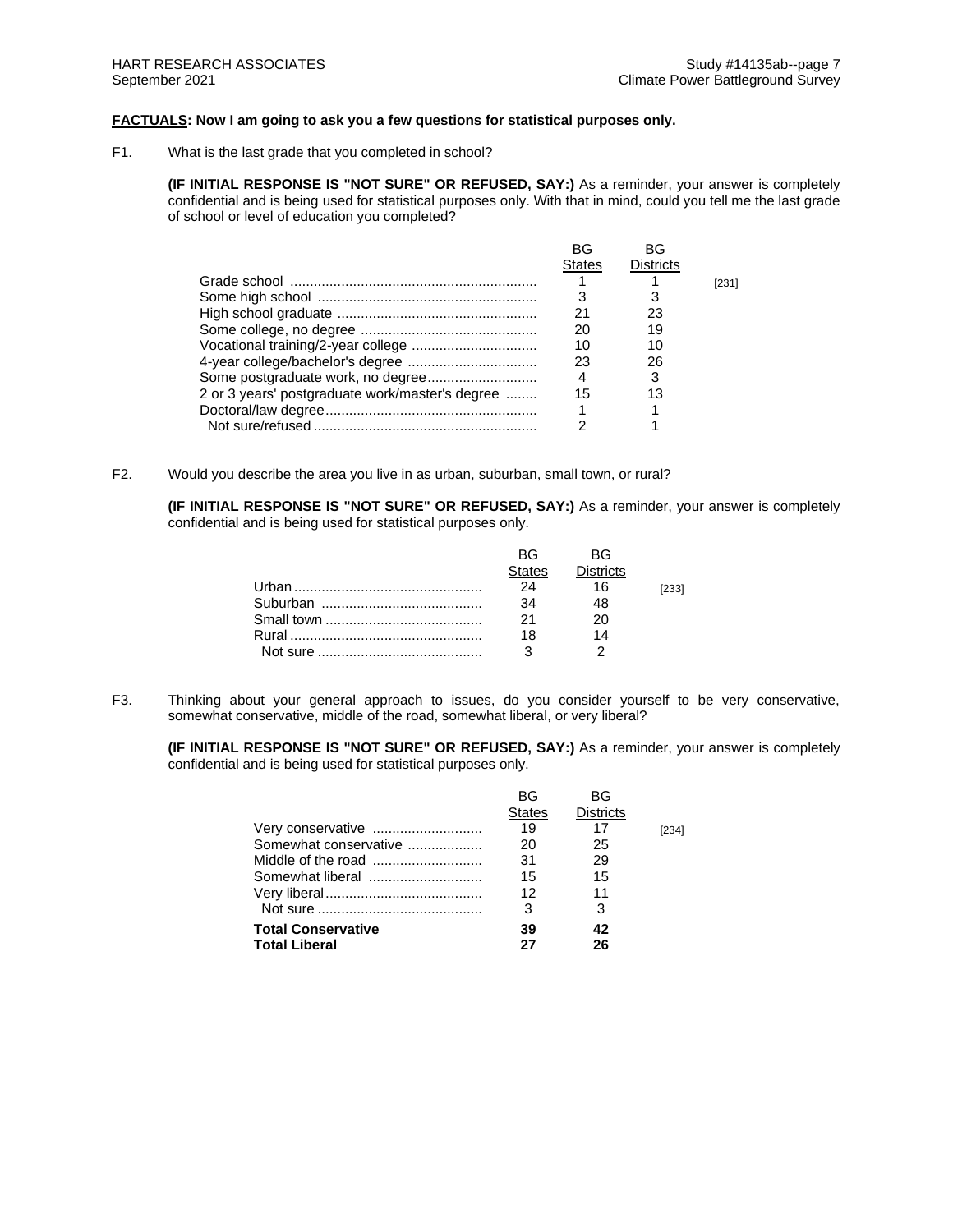**FACTUALS: Now I am going to ask you a few questions for statistical purposes only.**

F1. What is the last grade that you completed in school?

**(IF INITIAL RESPONSE IS "NOT SURE" OR REFUSED, SAY:)** As a reminder, your answer is completely confidential and is being used for statistical purposes only. With that in mind, could you tell me the last grade of school or level of education you completed?

| | BG States | BG Districts | |
|---|---|---|---|
| Grade school | 1 | 1 | [231] |
| Some high school | 3 | 3 | |
| High school graduate | 21 | 23 | |
| Some college, no degree | 20 | 19 | |
| Vocational training/2-year college | 10 | 10 | |
| 4-year college/bachelor's degree | 23 | 26 | |
| Some postgraduate work, no degree | 4 | 3 | |
| 2 or 3 years' postgraduate work/master's degree | 15 | 13 | |
| Doctoral/law degree | 1 | 1 | |
| Not sure/refused | 2 | 1 | |

F2. Would you describe the area you live in as urban, suburban, small town, or rural?

**(IF INITIAL RESPONSE IS "NOT SURE" OR REFUSED, SAY:)** As a reminder, your answer is completely confidential and is being used for statistical purposes only.

| | BG States | BG Districts | |
|---|---|---|---|
| Urban | 24 | 16 | [233] |
| Suburban | 34 | 48 | |
| Small town | 21 | 20 | |
| Rural | 18 | 14 | |
| Not sure | 3 | 2 | |

F3. Thinking about your general approach to issues, do you consider yourself to be very conservative, somewhat conservative, middle of the road, somewhat liberal, or very liberal?

**(IF INITIAL RESPONSE IS "NOT SURE" OR REFUSED, SAY:)** As a reminder, your answer is completely confidential and is being used for statistical purposes only.

| | BG States | BG Districts | |
|---|---|---|---|
| Very conservative | 19 | 17 | [234] |
| Somewhat conservative | 20 | 25 | |
| Middle of the road | 31 | 29 | |
| Somewhat liberal | 15 | 15 | |
| Very liberal | 12 | 11 | |
| Not sure | 3 | 3 | |
| **Total Conservative** | **39** | **42** | |
| **Total Liberal** | **27** | **26** | |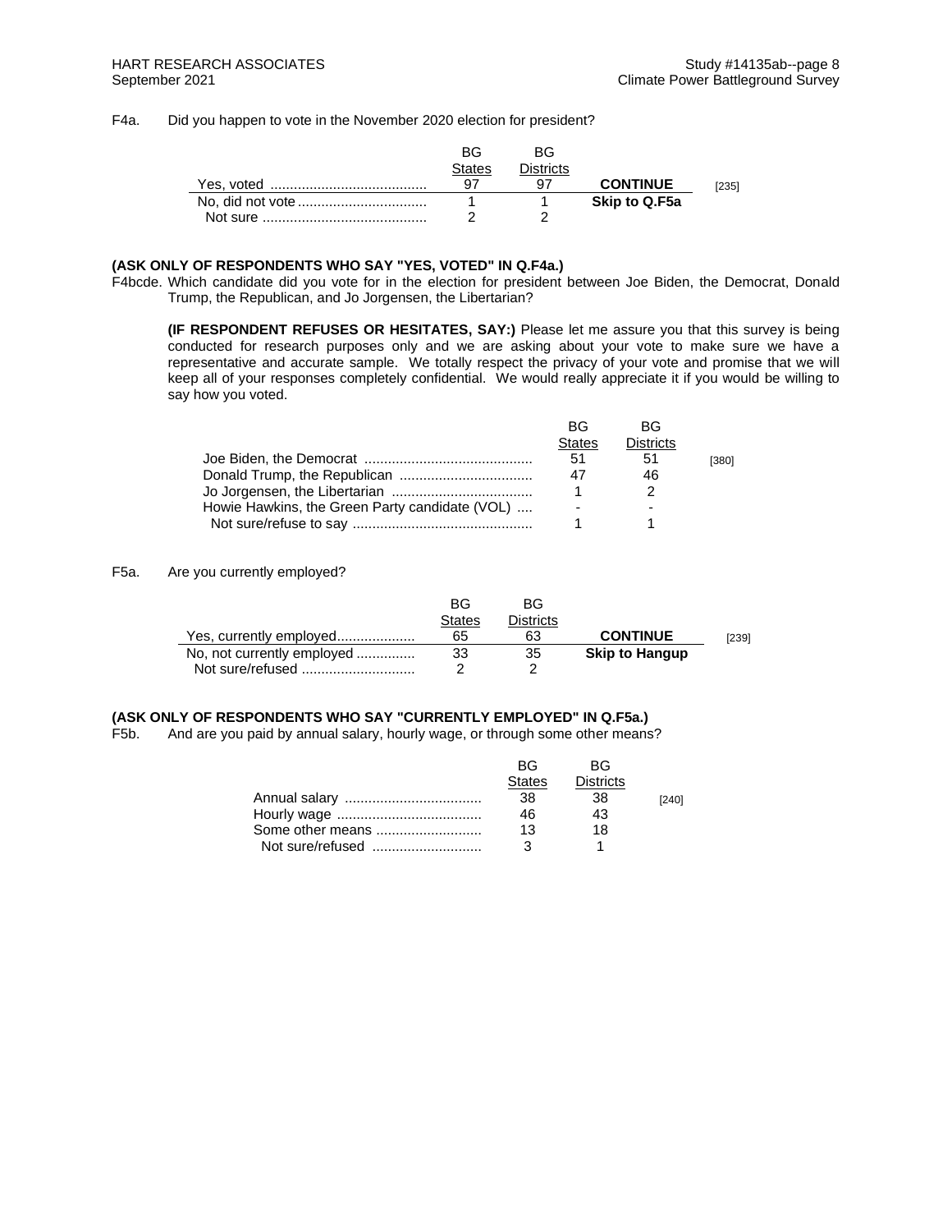F4a. Did you happen to vote in the November 2020 election for president?

| | BG States | BG Districts | | |
|---|---|---|---|---|
| Yes, voted | 97 | 97 | **CONTINUE** | [235] |
| No, did not vote | 1 | 1 | **Skip to Q.F5a** | |
| Not sure | 2 | 2 | | |

**(ASK ONLY OF RESPONDENTS WHO SAY "YES, VOTED" IN Q.F4a.)**

F4bcde. Which candidate did you vote for in the election for president between Joe Biden, the Democrat, Donald Trump, the Republican, and Jo Jorgensen, the Libertarian?

**(IF RESPONDENT REFUSES OR HESITATES, SAY:)** Please let me assure you that this survey is being conducted for research purposes only and we are asking about your vote to make sure we have a representative and accurate sample. We totally respect the privacy of your vote and promise that we will keep all of your responses completely confidential. We would really appreciate it if you would be willing to say how you voted.

| | BG States | BG Districts | |
|---|---|---|---|
| Joe Biden, the Democrat | 51 | 51 | [380] |
| Donald Trump, the Republican | 47 | 46 | |
| Jo Jorgensen, the Libertarian | 1 | 2 | |
| Howie Hawkins, the Green Party candidate (VOL) | - | - | |
| Not sure/refuse to say | 1 | 1 | |

F5a. Are you currently employed?

| | BG States | BG Districts | | |
|---|---|---|---|---|
| Yes, currently employed | 65 | 63 | **CONTINUE** | [239] |
| No, not currently employed | 33 | 35 | **Skip to Hangup** | |
| Not sure/refused | 2 | 2 | | |

**(ASK ONLY OF RESPONDENTS WHO SAY "CURRENTLY EMPLOYED" IN Q.F5a.)**

F5b. And are you paid by annual salary, hourly wage, or through some other means?

| | BG States | BG Districts | |
|---|---|---|---|
| Annual salary | 38 | 38 | [240] |
| Hourly wage | 46 | 43 | |
| Some other means | 13 | 18 | |
| Not sure/refused | 3 | 1 | |